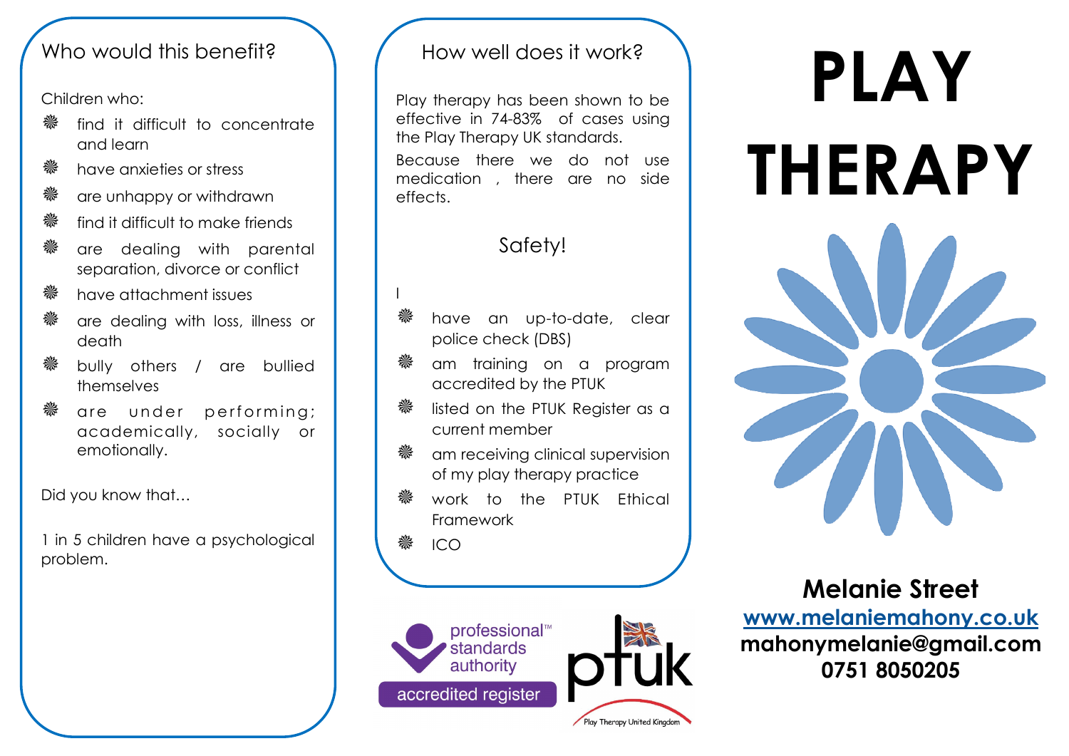## Who would this benefit?

Children who:

- find it difficult to concentrate and learn
- have anxieties or stress
- are unhappy or withdrawn
- find it difficult to make friends
- are dealing with parental separation, divorce or conflict
- have attachment issues
- are dealing with loss, illness or death
- bully others / are bullied themselves
- are under performing; academically, socially or emotionally.

Did you know that...

1 in 5 children have a psychological problem.

## How well does it work?

Play therapy has been shown to be effective in 74-83% of cases using the Play Therapy UK standards.

Because there we do not use medication , there are no side effects.

## Safety!

I

- have an up-to-date, clear police check (DBS)
- am training on a program accredited by the PTUK
- listed on the PTUK Register as a current member
- am receiving clinical supervision of my play therapy practice
- work to the PTUK Ethical Framework
- ICO

professional™ standards authority accredited register

ptuk Play Therapy United Kingdom

# PLAY THERAPY

**Melanie Street**

**www.melaniemahony.co.uk**

**mahonymelanie@gmail.com**

**0751 8050205**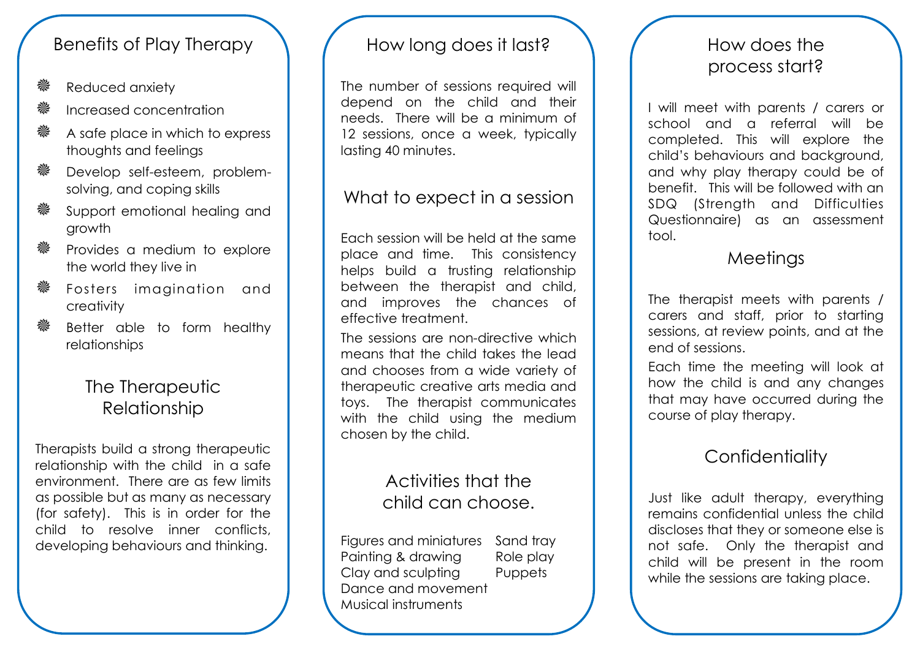## Benefits of Play Therapy

- Reduced anxiety
- Increased concentration
- A safe place in which to express thoughts and feelings
- Develop self-esteem, problem-solving, and coping skills
- Support emotional healing and growth
- Provides a medium to explore the world they live in
- Fosters imagination and creativity
- Better able to form healthy relationships

## The Therapeutic Relationship

Therapists build a strong therapeutic relationship with the child in a safe environment. There are as few limits as possible but as many as necessary (for safety). This is in order for the child to resolve inner conflicts, developing behaviours and thinking.

## How long does it last?

The number of sessions required will depend on the child and their needs. There will be a minimum of 12 sessions, once a week, typically lasting 40 minutes.

## What to expect in a session

Each session will be held at the same place and time. This consistency helps build a trusting relationship between the therapist and child, and improves the chances of effective treatment.

The sessions are non-directive which means that the child takes the lead and chooses from a wide variety of therapeutic creative arts media and toys. The therapist communicates with the child using the medium chosen by the child.

## Activities that the child can choose.

- Figures and miniatures
- Painting & drawing
- Clay and sculpting
- Dance and movement
- Musical instruments
- Sand tray
- Role play
- Puppets

## How does the process start?

I will meet with parents / carers or school and a referral will be completed. This will explore the child's behaviours and background, and why play therapy could be of benefit. This will be followed with an SDQ (Strength and Difficulties Questionnaire) as an assessment tool.

## Meetings

The therapist meets with parents / carers and staff, prior to starting sessions, at review points, and at the end of sessions.

Each time the meeting will look at how the child is and any changes that may have occurred during the course of play therapy.

## Confidentiality

Just like adult therapy, everything remains confidential unless the child discloses that they or someone else is not safe. Only the therapist and child will be present in the room while the sessions are taking place.